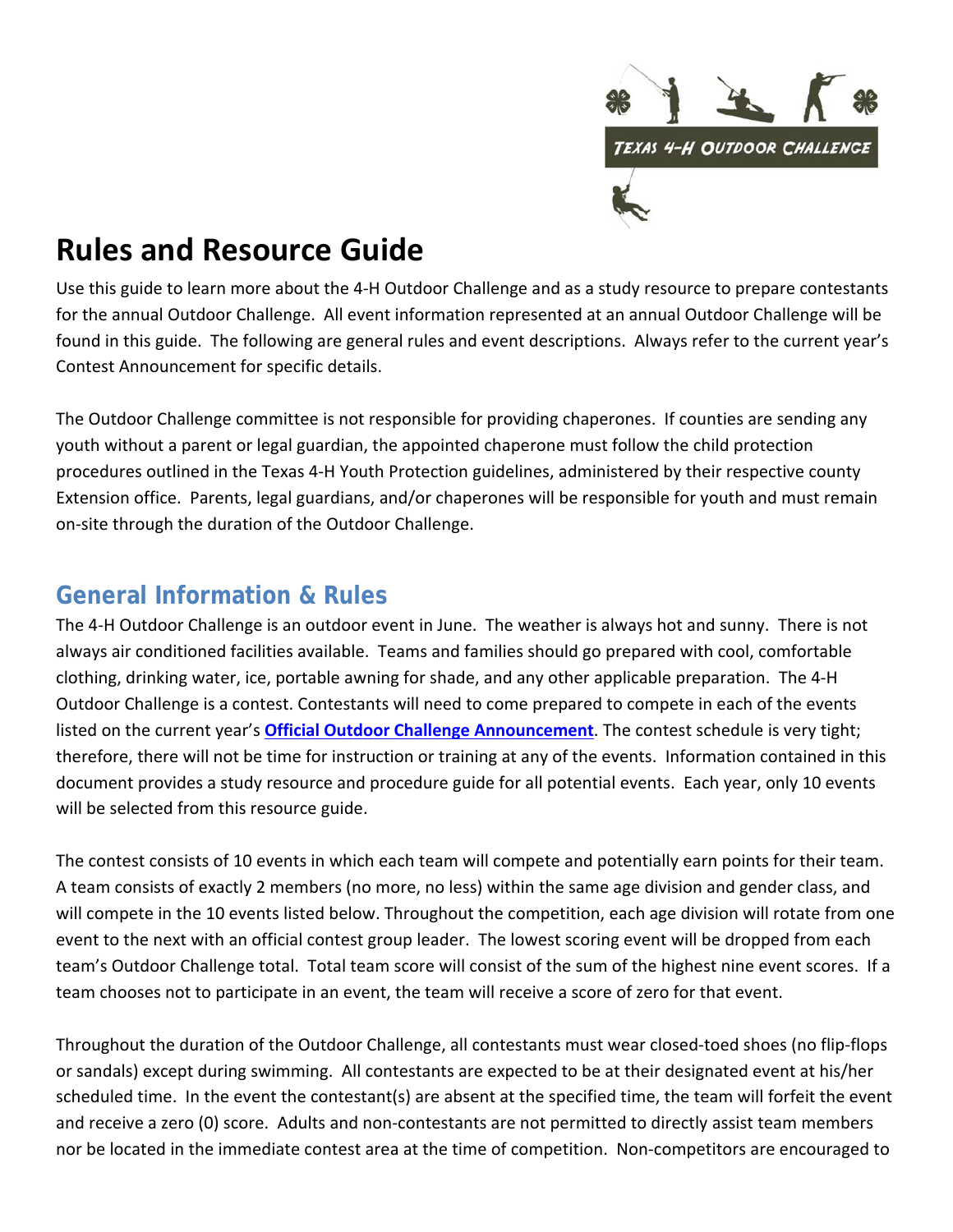# Rules and Resource Guide

Use this guide to learn more about the 4-H Outdoor Challenge and as a study resource to prepare contestants for the annual Outdoor Challenge. All event information represented at an annual Outdoor Challenge will be found in this guide. The following are general rules and event descriptions. Always refer to the current year's Contest Announcement for specific details.

The Outdoor Challenge committee is not responsible for providing chaperones. If counties are sending any youth without a parent or legal guardian, the appointed chaperone must follow the child protection procedures outlined in the Texas 4-H Youth Protection guidelines, administered by their respective county Extension office. Parents, legal guardians, and/or chaperones will be responsible for youth and must remain on-site through the duration of the Outdoor Challenge.

## General Information & Rules

The 4-H Outdoor Challenge is an outdoor event in June. The weather is always hot and sunny. There is not always air conditioned facilities available. Teams and families should go prepared with cool, comfortable clothing, drinking water, ice, portable awning for shade, and any other applicable preparation. The 4-H Outdoor Challenge is a contest. Contestants will need to come prepared to compete in each of the events listed on the current year's **Official Outdoor Challenge Announcement**. The contest schedule is very tight; therefore, there will not be time for instruction or training at any of the events. Information contained in this document provides a study resource and procedure guide for all potential events. Each year, only 10 events will be selected from this resource guide.

The contest consists of 10 events in which each team will compete and potentially earn points for their team. A team consists of exactly 2 members (no more, no less) within the same age division and gender class, and will compete in the 10 events listed below. Throughout the competition, each age division will rotate from one event to the next with an official contest group leader. The lowest scoring event will be dropped from each team's Outdoor Challenge total. Total team score will consist of the sum of the highest nine event scores. If a team chooses not to participate in an event, the team will receive a score of zero for that event.

Throughout the duration of the Outdoor Challenge, all contestants must wear closed-toed shoes (no flip-flops or sandals) except during swimming. All contestants are expected to be at their designated event at his/her scheduled time. In the event the contestant(s) are absent at the specified time, the team will forfeit the event and receive a zero (0) score. Adults and non-contestants are not permitted to directly assist team members nor be located in the immediate contest area at the time of competition. Non-competitors are encouraged to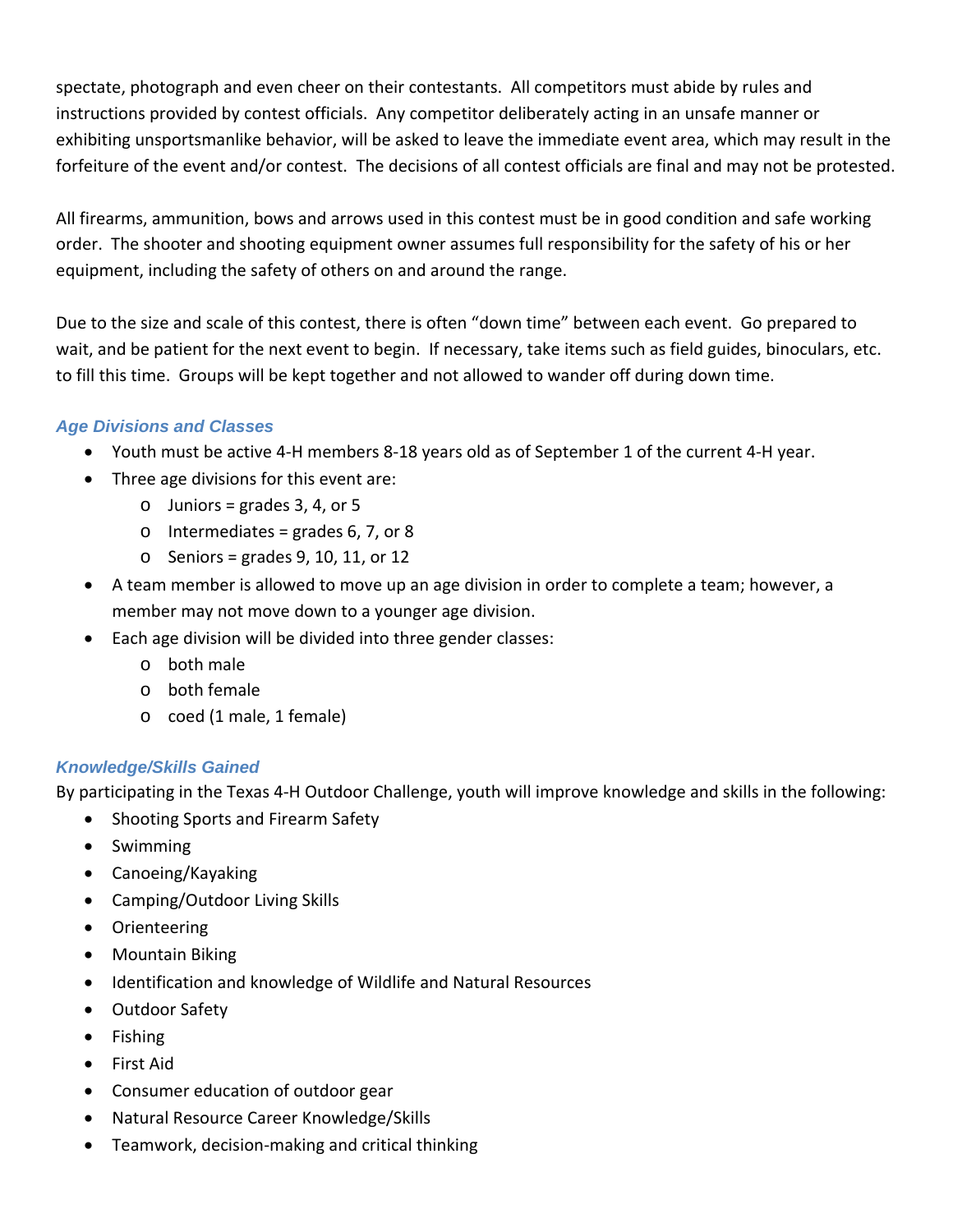spectate, photograph and even cheer on their contestants. All competitors must abide by rules and instructions provided by contest officials. Any competitor deliberately acting in an unsafe manner or exhibiting unsportsmanlike behavior, will be asked to leave the immediate event area, which may result in the forfeiture of the event and/or contest. The decisions of all contest officials are final and may not be protested.

All firearms, ammunition, bows and arrows used in this contest must be in good condition and safe working order. The shooter and shooting equipment owner assumes full responsibility for the safety of his or her equipment, including the safety of others on and around the range.

Due to the size and scale of this contest, there is often "down time" between each event. Go prepared to wait, and be patient for the next event to begin. If necessary, take items such as field guides, binoculars, etc. to fill this time. Groups will be kept together and not allowed to wander off during down time.

### *Age Divisions and Classes*

- Youth must be active 4-H members 8-18 years old as of September 1 of the current 4-H year.
- Three age divisions for this event are:
  - Juniors = grades 3, 4, or 5
  - Intermediates = grades 6, 7, or 8
  - Seniors = grades 9, 10, 11, or 12
- A team member is allowed to move up an age division in order to complete a team; however, a member may not move down to a younger age division.
- Each age division will be divided into three gender classes:
  - both male
  - both female
  - coed (1 male, 1 female)

### *Knowledge/Skills Gained*

By participating in the Texas 4-H Outdoor Challenge, youth will improve knowledge and skills in the following:

- Shooting Sports and Firearm Safety
- Swimming
- Canoeing/Kayaking
- Camping/Outdoor Living Skills
- Orienteering
- Mountain Biking
- Identification and knowledge of Wildlife and Natural Resources
- Outdoor Safety
- Fishing
- First Aid
- Consumer education of outdoor gear
- Natural Resource Career Knowledge/Skills
- Teamwork, decision-making and critical thinking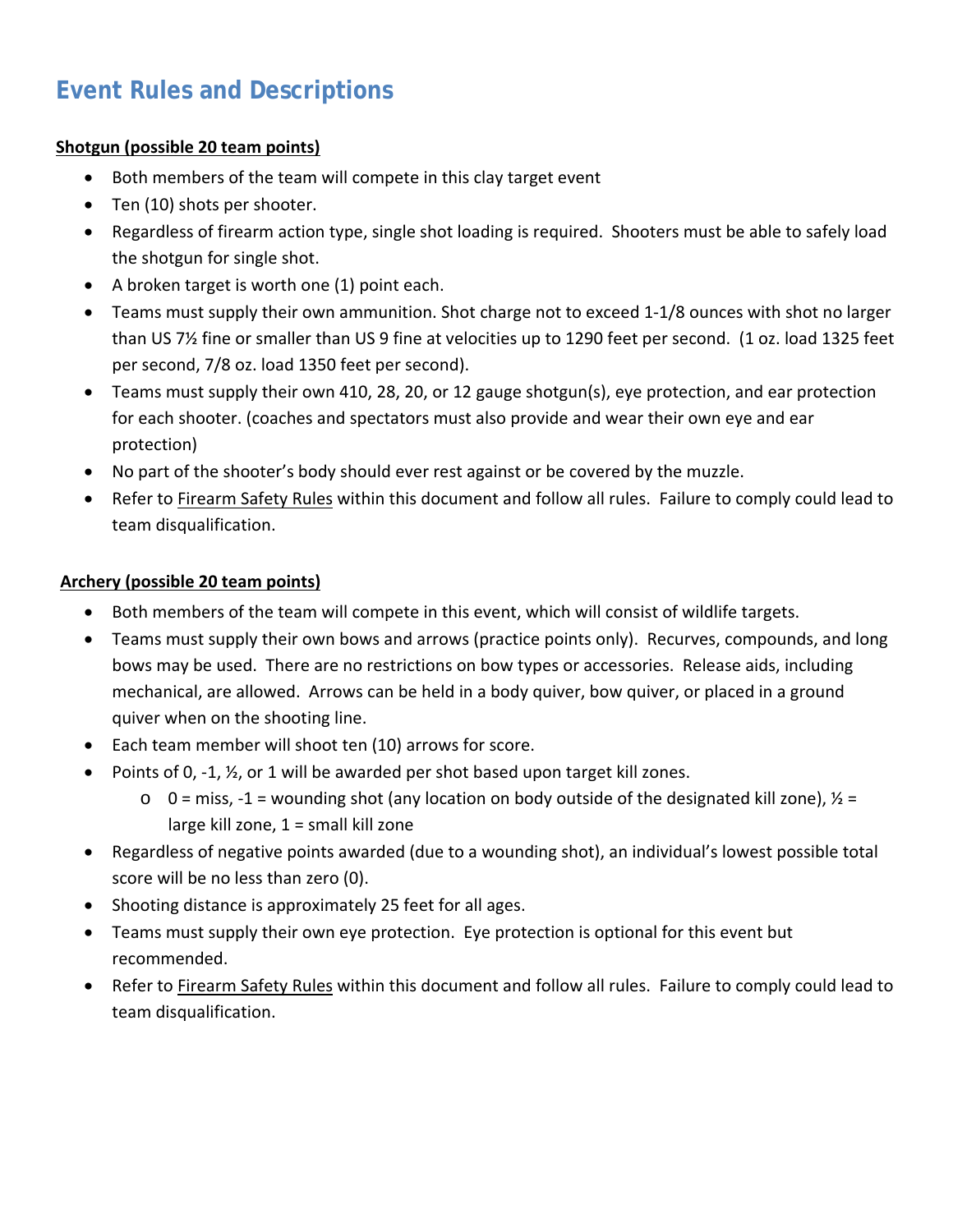# Event Rules and Descriptions

**<u>Shotgun (possible 20 team points)</u>**

- Both members of the team will compete in this clay target event
- Ten (10) shots per shooter.
- Regardless of firearm action type, single shot loading is required. Shooters must be able to safely load the shotgun for single shot.
- A broken target is worth one (1) point each.
- Teams must supply their own ammunition. Shot charge not to exceed 1-1/8 ounces with shot no larger than US 7½ fine or smaller than US 9 fine at velocities up to 1290 feet per second. (1 oz. load 1325 feet per second, 7/8 oz. load 1350 feet per second).
- Teams must supply their own 410, 28, 20, or 12 gauge shotgun(s), eye protection, and ear protection for each shooter. (coaches and spectators must also provide and wear their own eye and ear protection)
- No part of the shooter's body should ever rest against or be covered by the muzzle.
- Refer to <u>Firearm Safety Rules</u> within this document and follow all rules. Failure to comply could lead to team disqualification.

**<u>Archery (possible 20 team points)</u>**

- Both members of the team will compete in this event, which will consist of wildlife targets.
- Teams must supply their own bows and arrows (practice points only). Recurves, compounds, and long bows may be used. There are no restrictions on bow types or accessories. Release aids, including mechanical, are allowed. Arrows can be held in a body quiver, bow quiver, or placed in a ground quiver when on the shooting line.
- Each team member will shoot ten (10) arrows for score.
- Points of 0, -1, ½, or 1 will be awarded per shot based upon target kill zones.
  - 0 = miss, -1 = wounding shot (any location on body outside of the designated kill zone), ½ = large kill zone, 1 = small kill zone
- Regardless of negative points awarded (due to a wounding shot), an individual's lowest possible total score will be no less than zero (0).
- Shooting distance is approximately 25 feet for all ages.
- Teams must supply their own eye protection. Eye protection is optional for this event but recommended.
- Refer to <u>Firearm Safety Rules</u> within this document and follow all rules. Failure to comply could lead to team disqualification.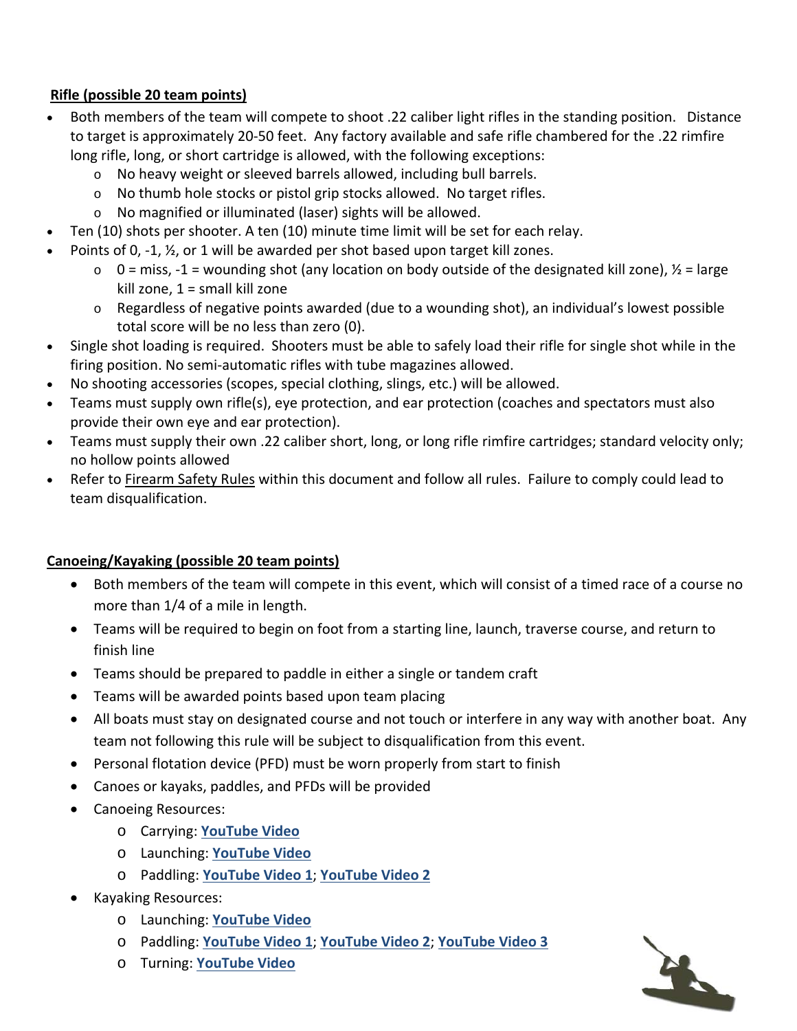**Rifle (possible 20 team points)**

- Both members of the team will compete to shoot .22 caliber light rifles in the standing position. Distance to target is approximately 20-50 feet. Any factory available and safe rifle chambered for the .22 rimfire long rifle, long, or short cartridge is allowed, with the following exceptions:
  - No heavy weight or sleeved barrels allowed, including bull barrels.
  - No thumb hole stocks or pistol grip stocks allowed. No target rifles.
  - No magnified or illuminated (laser) sights will be allowed.
- Ten (10) shots per shooter. A ten (10) minute time limit will be set for each relay.
- Points of 0, -1, ½, or 1 will be awarded per shot based upon target kill zones.
  - 0 = miss, -1 = wounding shot (any location on body outside of the designated kill zone), ½ = large kill zone, 1 = small kill zone
  - Regardless of negative points awarded (due to a wounding shot), an individual's lowest possible total score will be no less than zero (0).
- Single shot loading is required. Shooters must be able to safely load their rifle for single shot while in the firing position. No semi-automatic rifles with tube magazines allowed.
- No shooting accessories (scopes, special clothing, slings, etc.) will be allowed.
- Teams must supply own rifle(s), eye protection, and ear protection (coaches and spectators must also provide their own eye and ear protection).
- Teams must supply their own .22 caliber short, long, or long rifle rimfire cartridges; standard velocity only; no hollow points allowed
- Refer to Firearm Safety Rules within this document and follow all rules. Failure to comply could lead to team disqualification.

**Canoeing/Kayaking (possible 20 team points)**

- Both members of the team will compete in this event, which will consist of a timed race of a course no more than 1/4 of a mile in length.
- Teams will be required to begin on foot from a starting line, launch, traverse course, and return to finish line
- Teams should be prepared to paddle in either a single or tandem craft
- Teams will be awarded points based upon team placing
- All boats must stay on designated course and not touch or interfere in any way with another boat. Any team not following this rule will be subject to disqualification from this event.
- Personal flotation device (PFD) must be worn properly from start to finish
- Canoes or kayaks, paddles, and PFDs will be provided
- Canoeing Resources:
  - Carrying: **YouTube Video**
  - Launching: **YouTube Video**
  - Paddling: **YouTube Video 1**; **YouTube Video 2**
- Kayaking Resources:
  - Launching: **YouTube Video**
  - Paddling: **YouTube Video 1**; **YouTube Video 2**; **YouTube Video 3**
  - Turning: **YouTube Video**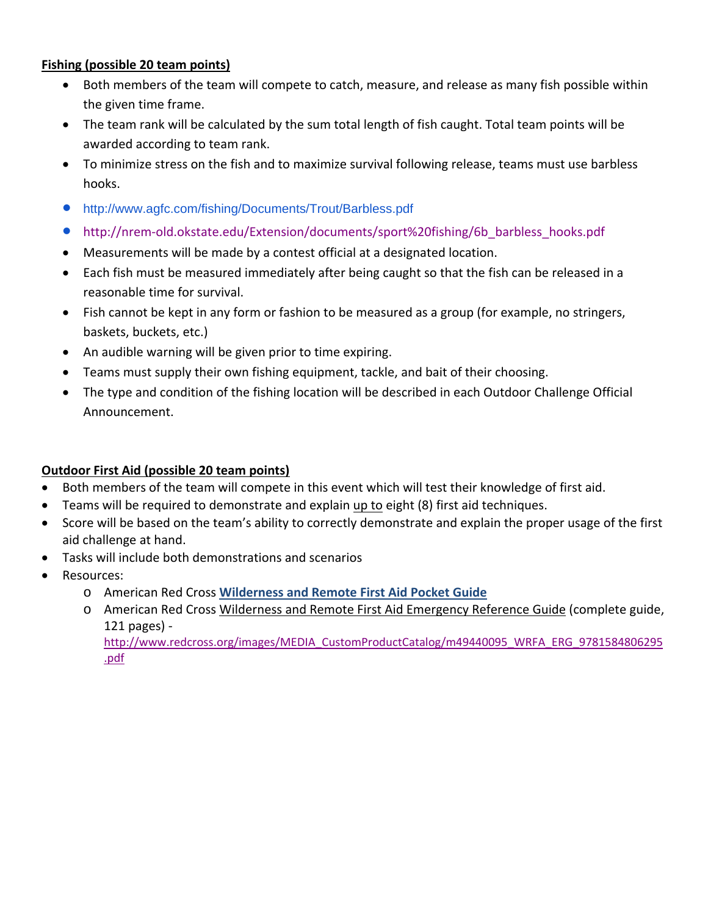**Fishing (possible 20 team points)**

- Both members of the team will compete to catch, measure, and release as many fish possible within the given time frame.
- The team rank will be calculated by the sum total length of fish caught. Total team points will be awarded according to team rank.
- To minimize stress on the fish and to maximize survival following release, teams must use barbless hooks.
- http://www.agfc.com/fishing/Documents/Trout/Barbless.pdf
- http://nrem-old.okstate.edu/Extension/documents/sport%20fishing/6b_barbless_hooks.pdf
- Measurements will be made by a contest official at a designated location.
- Each fish must be measured immediately after being caught so that the fish can be released in a reasonable time for survival.
- Fish cannot be kept in any form or fashion to be measured as a group (for example, no stringers, baskets, buckets, etc.)
- An audible warning will be given prior to time expiring.
- Teams must supply their own fishing equipment, tackle, and bait of their choosing.
- The type and condition of the fishing location will be described in each Outdoor Challenge Official Announcement.

**Outdoor First Aid (possible 20 team points)**

- Both members of the team will compete in this event which will test their knowledge of first aid.
- Teams will be required to demonstrate and explain up to eight (8) first aid techniques.
- Score will be based on the team's ability to correctly demonstrate and explain the proper usage of the first aid challenge at hand.
- Tasks will include both demonstrations and scenarios
- Resources:
  - American Red Cross **Wilderness and Remote First Aid Pocket Guide**
  - American Red Cross Wilderness and Remote First Aid Emergency Reference Guide (complete guide, 121 pages) - http://www.redcross.org/images/MEDIA_CustomProductCatalog/m49440095_WRFA_ERG_9781584806295.pdf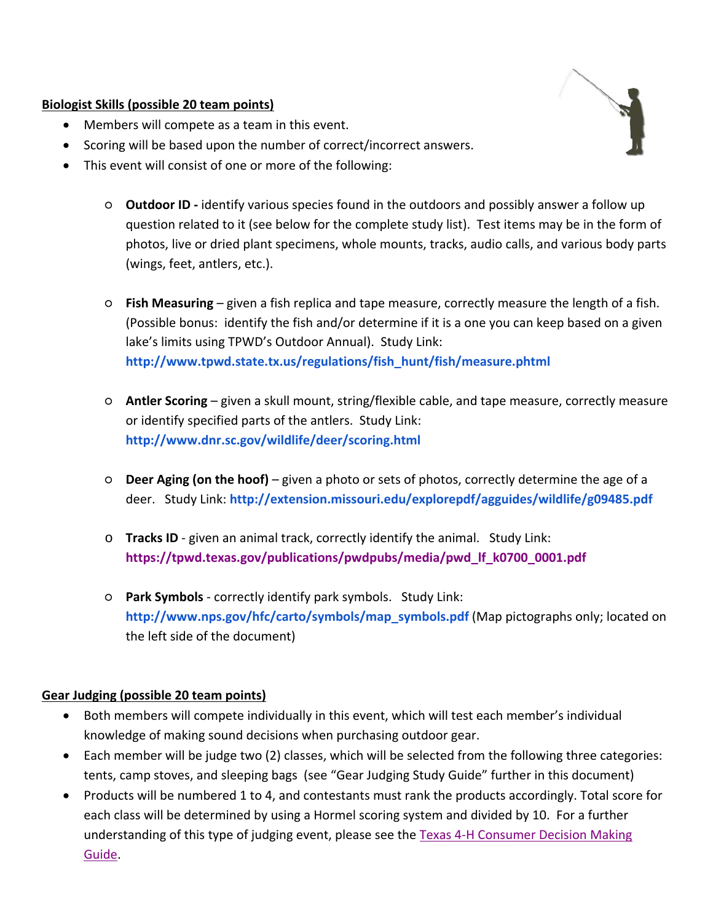**Biologist Skills (possible 20 team points)**

- Members will compete as a team in this event.
- Scoring will be based upon the number of correct/incorrect answers.
- This event will consist of one or more of the following:
  - **Outdoor ID -** identify various species found in the outdoors and possibly answer a follow up question related to it (see below for the complete study list). Test items may be in the form of photos, live or dried plant specimens, whole mounts, tracks, audio calls, and various body parts (wings, feet, antlers, etc.).
  - **Fish Measuring** – given a fish replica and tape measure, correctly measure the length of a fish. (Possible bonus: identify the fish and/or determine if it is a one you can keep based on a given lake's limits using TPWD's Outdoor Annual). Study Link: **http://www.tpwd.state.tx.us/regulations/fish_hunt/fish/measure.phtml**
  - **Antler Scoring** – given a skull mount, string/flexible cable, and tape measure, correctly measure or identify specified parts of the antlers. Study Link: **http://www.dnr.sc.gov/wildlife/deer/scoring.html**
  - **Deer Aging (on the hoof)** – given a photo or sets of photos, correctly determine the age of a deer. Study Link: **http://extension.missouri.edu/explorepdf/agguides/wildlife/g09485.pdf**
  - **Tracks ID** - given an animal track, correctly identify the animal. Study Link: **https://tpwd.texas.gov/publications/pwdpubs/media/pwd_lf_k0700_0001.pdf**
  - **Park Symbols** - correctly identify park symbols. Study Link: **http://www.nps.gov/hfc/carto/symbols/map_symbols.pdf** (Map pictographs only; located on the left side of the document)

**Gear Judging (possible 20 team points)**

- Both members will compete individually in this event, which will test each member's individual knowledge of making sound decisions when purchasing outdoor gear.
- Each member will be judge two (2) classes, which will be selected from the following three categories: tents, camp stoves, and sleeping bags (see "Gear Judging Study Guide" further in this document)
- Products will be numbered 1 to 4, and contestants must rank the products accordingly. Total score for each class will be determined by using a Hormel scoring system and divided by 10. For a further understanding of this type of judging event, please see the Texas 4-H Consumer Decision Making Guide.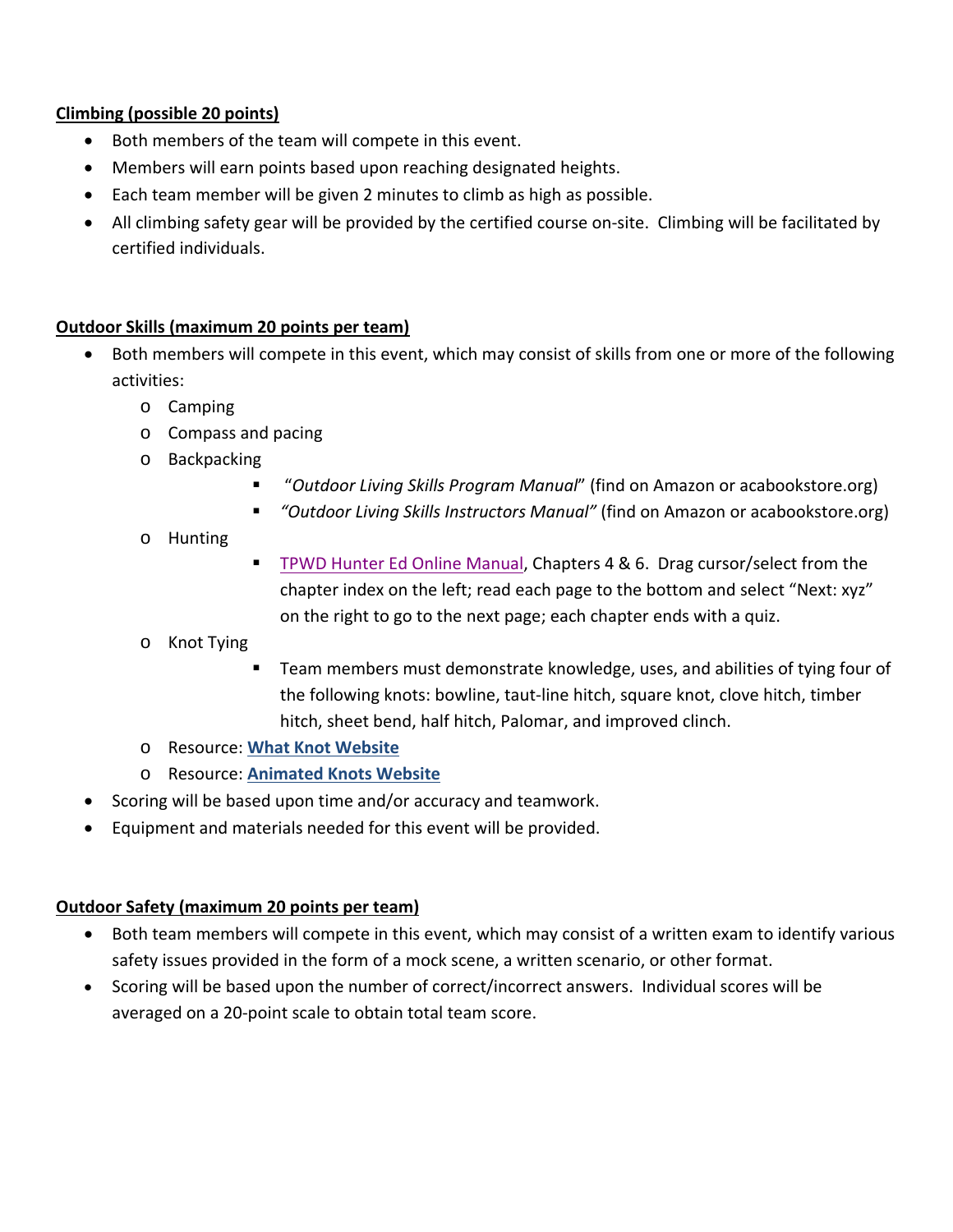**Climbing (possible 20 points)**

- Both members of the team will compete in this event.
- Members will earn points based upon reaching designated heights.
- Each team member will be given 2 minutes to climb as high as possible.
- All climbing safety gear will be provided by the certified course on-site. Climbing will be facilitated by certified individuals.

**Outdoor Skills (maximum 20 points per team)**

- Both members will compete in this event, which may consist of skills from one or more of the following activities:
  - Camping
  - Compass and pacing
  - Backpacking
    - "*Outdoor Living Skills Program Manual*" (find on Amazon or acabookstore.org)
    - *"Outdoor Living Skills Instructors Manual"* (find on Amazon or acabookstore.org)
  - Hunting
    - TPWD Hunter Ed Online Manual, Chapters 4 & 6. Drag cursor/select from the chapter index on the left; read each page to the bottom and select "Next: xyz" on the right to go to the next page; each chapter ends with a quiz.
  - Knot Tying
    - Team members must demonstrate knowledge, uses, and abilities of tying four of the following knots: bowline, taut-line hitch, square knot, clove hitch, timber hitch, sheet bend, half hitch, Palomar, and improved clinch.
  - Resource: **What Knot Website**
  - Resource: **Animated Knots Website**
- Scoring will be based upon time and/or accuracy and teamwork.
- Equipment and materials needed for this event will be provided.

**Outdoor Safety (maximum 20 points per team)**

- Both team members will compete in this event, which may consist of a written exam to identify various safety issues provided in the form of a mock scene, a written scenario, or other format.
- Scoring will be based upon the number of correct/incorrect answers. Individual scores will be averaged on a 20-point scale to obtain total team score.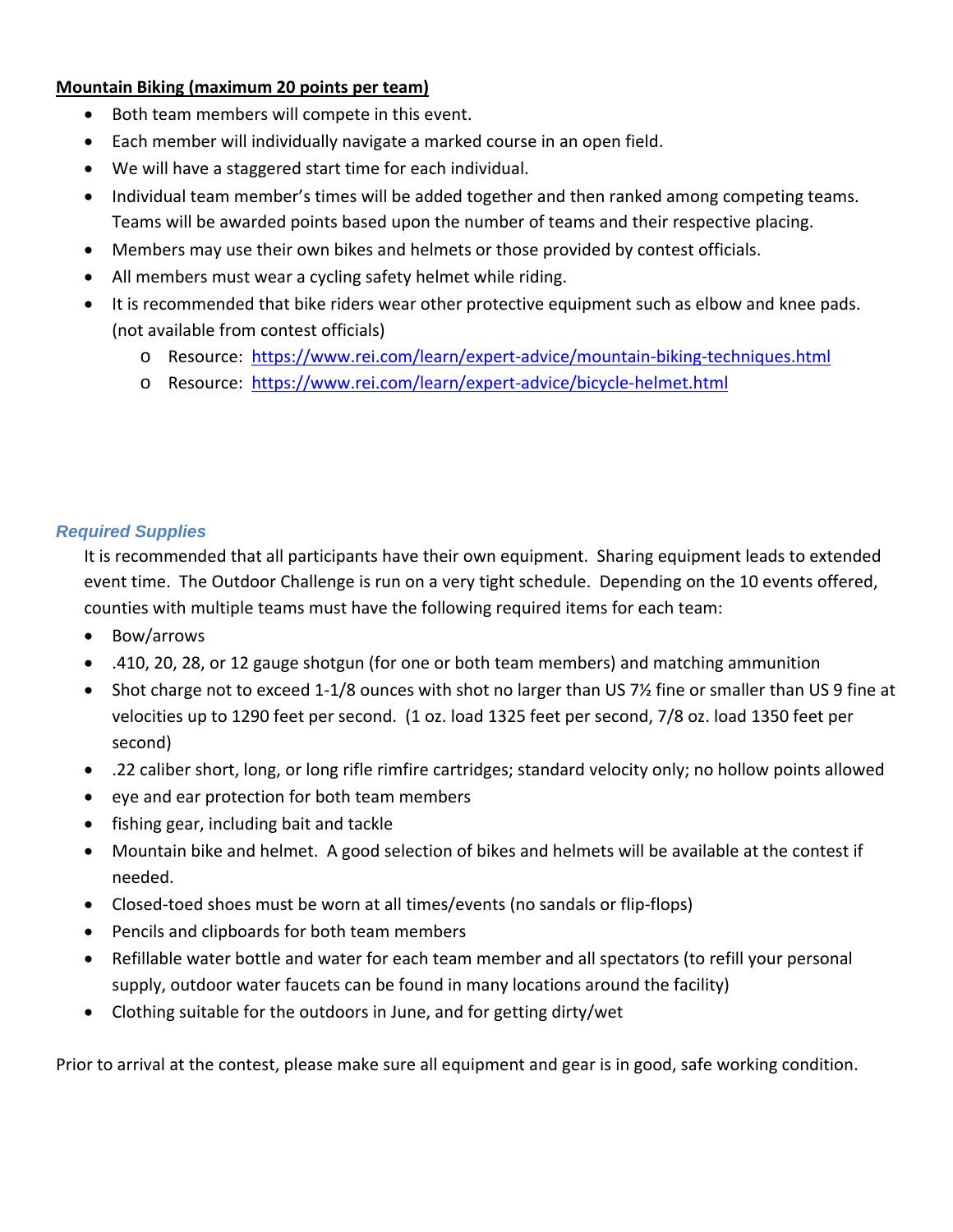**Mountain Biking (maximum 20 points per team)**

- Both team members will compete in this event.
- Each member will individually navigate a marked course in an open field.
- We will have a staggered start time for each individual.
- Individual team member's times will be added together and then ranked among competing teams. Teams will be awarded points based upon the number of teams and their respective placing.
- Members may use their own bikes and helmets or those provided by contest officials.
- All members must wear a cycling safety helmet while riding.
- It is recommended that bike riders wear other protective equipment such as elbow and knee pads. (not available from contest officials)
  - Resource: https://www.rei.com/learn/expert-advice/mountain-biking-techniques.html
  - Resource: https://www.rei.com/learn/expert-advice/bicycle-helmet.html

### *Required Supplies*

It is recommended that all participants have their own equipment. Sharing equipment leads to extended event time. The Outdoor Challenge is run on a very tight schedule. Depending on the 10 events offered, counties with multiple teams must have the following required items for each team:

- Bow/arrows
- .410, 20, 28, or 12 gauge shotgun (for one or both team members) and matching ammunition
- Shot charge not to exceed 1-1/8 ounces with shot no larger than US 7½ fine or smaller than US 9 fine at velocities up to 1290 feet per second. (1 oz. load 1325 feet per second, 7/8 oz. load 1350 feet per second)
- .22 caliber short, long, or long rifle rimfire cartridges; standard velocity only; no hollow points allowed
- eye and ear protection for both team members
- fishing gear, including bait and tackle
- Mountain bike and helmet. A good selection of bikes and helmets will be available at the contest if needed.
- Closed-toed shoes must be worn at all times/events (no sandals or flip-flops)
- Pencils and clipboards for both team members
- Refillable water bottle and water for each team member and all spectators (to refill your personal supply, outdoor water faucets can be found in many locations around the facility)
- Clothing suitable for the outdoors in June, and for getting dirty/wet

Prior to arrival at the contest, please make sure all equipment and gear is in good, safe working condition.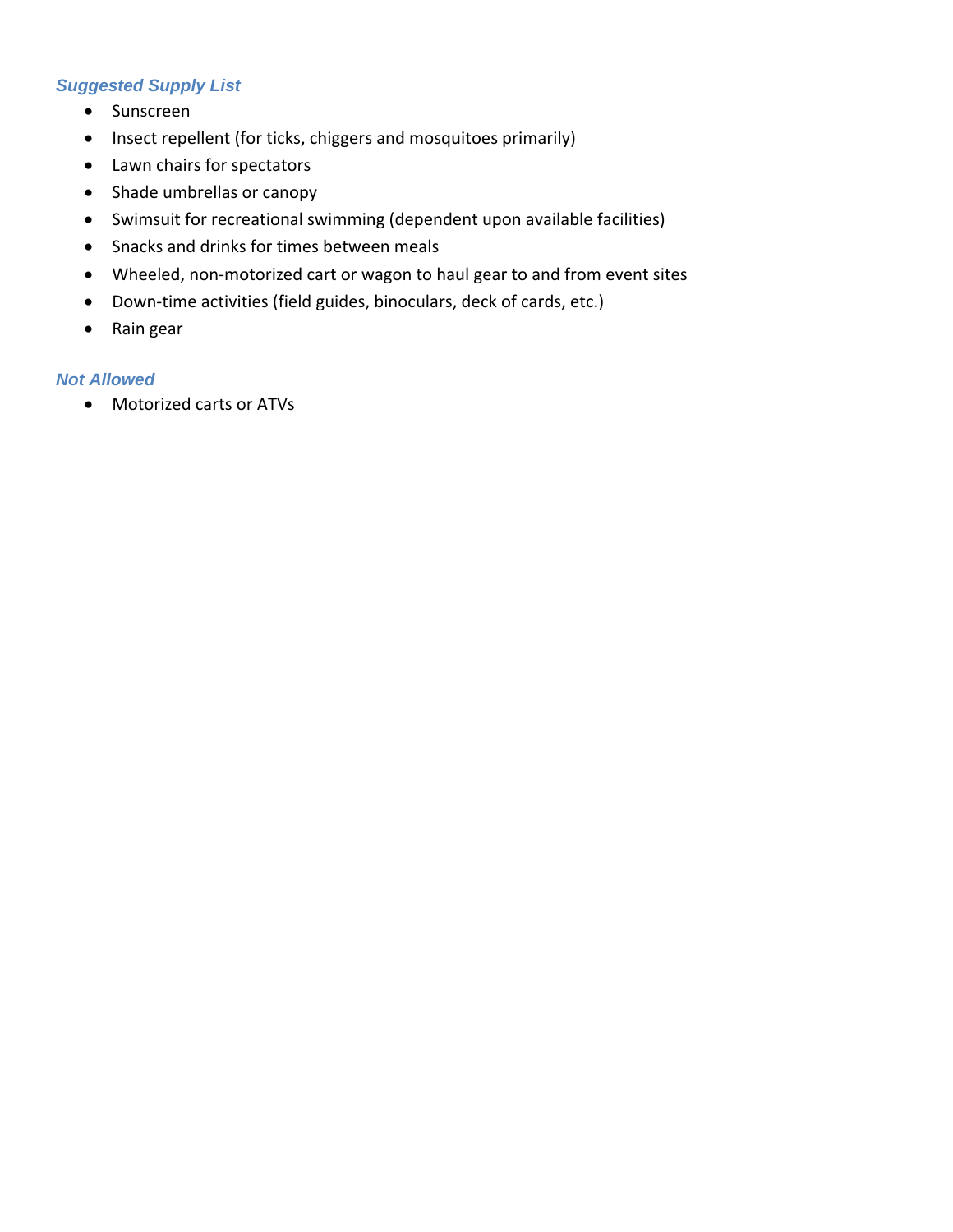### *Suggested Supply List*

- Sunscreen
- Insect repellent (for ticks, chiggers and mosquitoes primarily)
- Lawn chairs for spectators
- Shade umbrellas or canopy
- Swimsuit for recreational swimming (dependent upon available facilities)
- Snacks and drinks for times between meals
- Wheeled, non-motorized cart or wagon to haul gear to and from event sites
- Down-time activities (field guides, binoculars, deck of cards, etc.)
- Rain gear

### *Not Allowed*

- Motorized carts or ATVs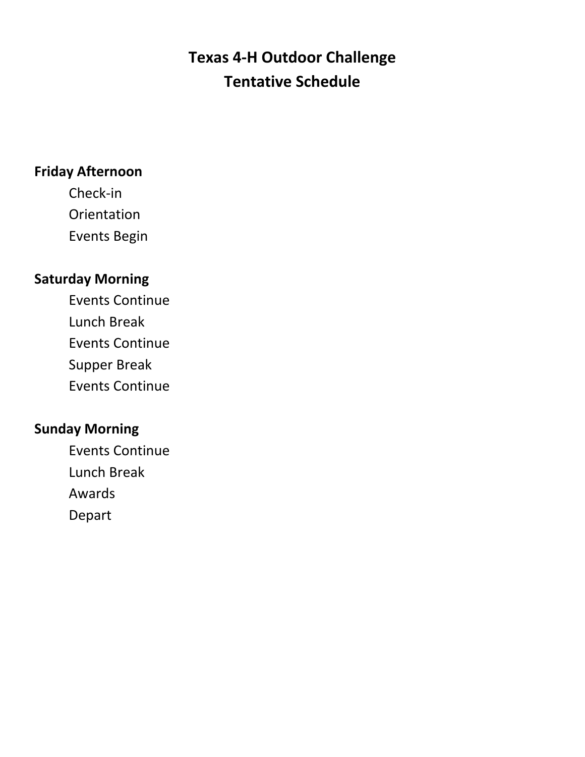# Texas 4-H Outdoor Challenge
# Tentative Schedule

**Friday Afternoon**

- Check-in
- Orientation
- Events Begin

**Saturday Morning**

- Events Continue
- Lunch Break
- Events Continue
- Supper Break
- Events Continue

**Sunday Morning**

- Events Continue
- Lunch Break
- Awards
- Depart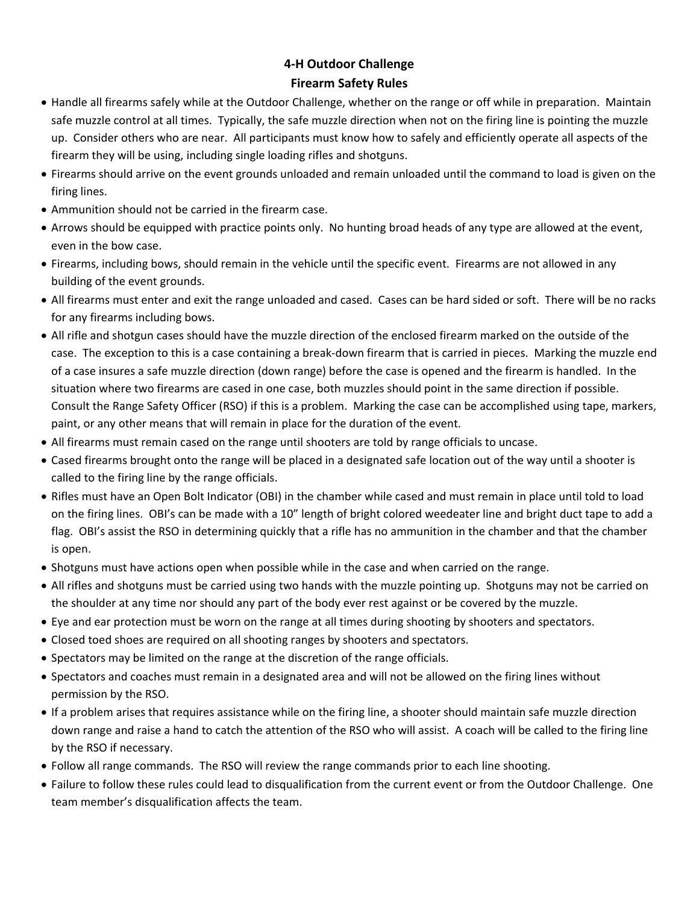# 4-H Outdoor Challenge
## Firearm Safety Rules

- Handle all firearms safely while at the Outdoor Challenge, whether on the range or off while in preparation. Maintain safe muzzle control at all times. Typically, the safe muzzle direction when not on the firing line is pointing the muzzle up. Consider others who are near. All participants must know how to safely and efficiently operate all aspects of the firearm they will be using, including single loading rifles and shotguns.
- Firearms should arrive on the event grounds unloaded and remain unloaded until the command to load is given on the firing lines.
- Ammunition should not be carried in the firearm case.
- Arrows should be equipped with practice points only. No hunting broad heads of any type are allowed at the event, even in the bow case.
- Firearms, including bows, should remain in the vehicle until the specific event. Firearms are not allowed in any building of the event grounds.
- All firearms must enter and exit the range unloaded and cased. Cases can be hard sided or soft. There will be no racks for any firearms including bows.
- All rifle and shotgun cases should have the muzzle direction of the enclosed firearm marked on the outside of the case. The exception to this is a case containing a break-down firearm that is carried in pieces. Marking the muzzle end of a case insures a safe muzzle direction (down range) before the case is opened and the firearm is handled. In the situation where two firearms are cased in one case, both muzzles should point in the same direction if possible. Consult the Range Safety Officer (RSO) if this is a problem. Marking the case can be accomplished using tape, markers, paint, or any other means that will remain in place for the duration of the event.
- All firearms must remain cased on the range until shooters are told by range officials to uncase.
- Cased firearms brought onto the range will be placed in a designated safe location out of the way until a shooter is called to the firing line by the range officials.
- Rifles must have an Open Bolt Indicator (OBI) in the chamber while cased and must remain in place until told to load on the firing lines. OBI's can be made with a 10" length of bright colored weedeater line and bright duct tape to add a flag. OBI's assist the RSO in determining quickly that a rifle has no ammunition in the chamber and that the chamber is open.
- Shotguns must have actions open when possible while in the case and when carried on the range.
- All rifles and shotguns must be carried using two hands with the muzzle pointing up. Shotguns may not be carried on the shoulder at any time nor should any part of the body ever rest against or be covered by the muzzle.
- Eye and ear protection must be worn on the range at all times during shooting by shooters and spectators.
- Closed toed shoes are required on all shooting ranges by shooters and spectators.
- Spectators may be limited on the range at the discretion of the range officials.
- Spectators and coaches must remain in a designated area and will not be allowed on the firing lines without permission by the RSO.
- If a problem arises that requires assistance while on the firing line, a shooter should maintain safe muzzle direction down range and raise a hand to catch the attention of the RSO who will assist. A coach will be called to the firing line by the RSO if necessary.
- Follow all range commands. The RSO will review the range commands prior to each line shooting.
- Failure to follow these rules could lead to disqualification from the current event or from the Outdoor Challenge. One team member's disqualification affects the team.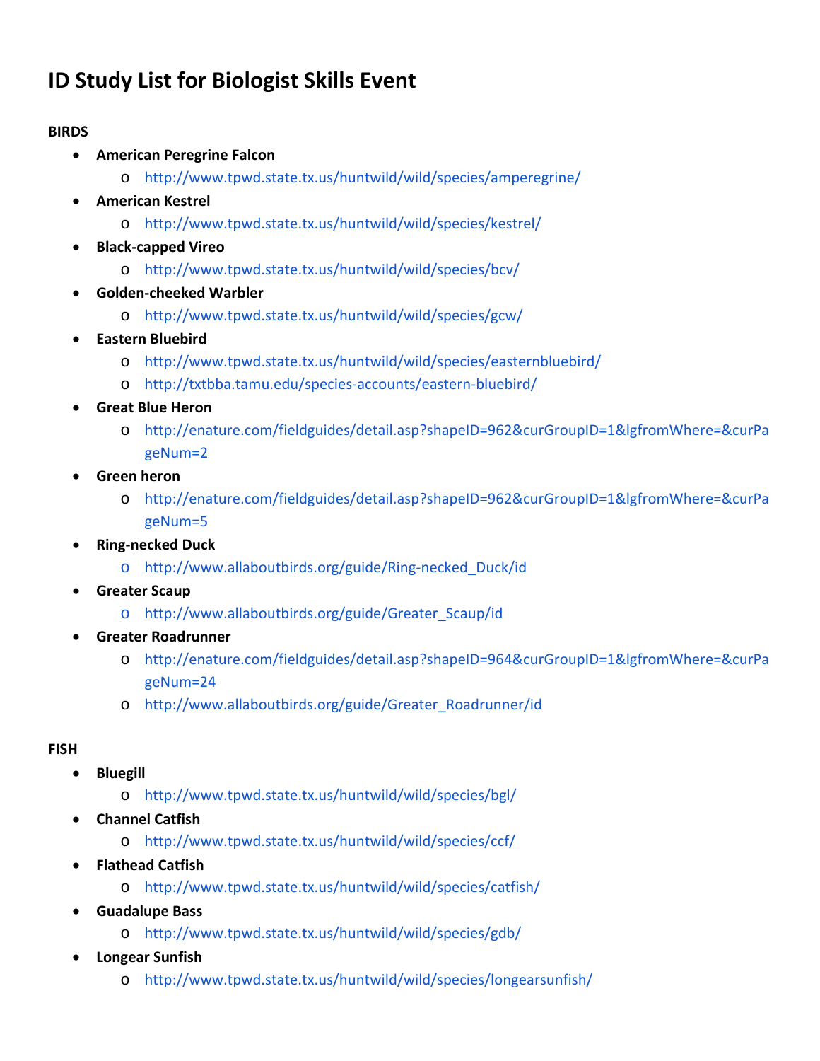# ID Study List for Biologist Skills Event

**BIRDS**

- **American Peregrine Falcon**
  - http://www.tpwd.state.tx.us/huntwild/wild/species/amperegrine/
- **American Kestrel**
  - http://www.tpwd.state.tx.us/huntwild/wild/species/kestrel/
- **Black-capped Vireo**
  - http://www.tpwd.state.tx.us/huntwild/wild/species/bcv/
- **Golden-cheeked Warbler**
  - http://www.tpwd.state.tx.us/huntwild/wild/species/gcw/
- **Eastern Bluebird**
  - http://www.tpwd.state.tx.us/huntwild/wild/species/easternbluebird/
  - http://txtbba.tamu.edu/species-accounts/eastern-bluebird/
- **Great Blue Heron**
  - http://enature.com/fieldguides/detail.asp?shapeID=962&curGroupID=1&lgfromWhere=&curPageNum=2
- **Green heron**
  - http://enature.com/fieldguides/detail.asp?shapeID=962&curGroupID=1&lgfromWhere=&curPageNum=5
- **Ring-necked Duck**
  - http://www.allaboutbirds.org/guide/Ring-necked_Duck/id
- **Greater Scaup**
  - http://www.allaboutbirds.org/guide/Greater_Scaup/id
- **Greater Roadrunner**
  - http://enature.com/fieldguides/detail.asp?shapeID=964&curGroupID=1&lgfromWhere=&curPageNum=24
  - http://www.allaboutbirds.org/guide/Greater_Roadrunner/id

**FISH**

- **Bluegill**
  - http://www.tpwd.state.tx.us/huntwild/wild/species/bgl/
- **Channel Catfish**
  - http://www.tpwd.state.tx.us/huntwild/wild/species/ccf/
- **Flathead Catfish**
  - http://www.tpwd.state.tx.us/huntwild/wild/species/catfish/
- **Guadalupe Bass**
  - http://www.tpwd.state.tx.us/huntwild/wild/species/gdb/
- **Longear Sunfish**
  - http://www.tpwd.state.tx.us/huntwild/wild/species/longearsunfish/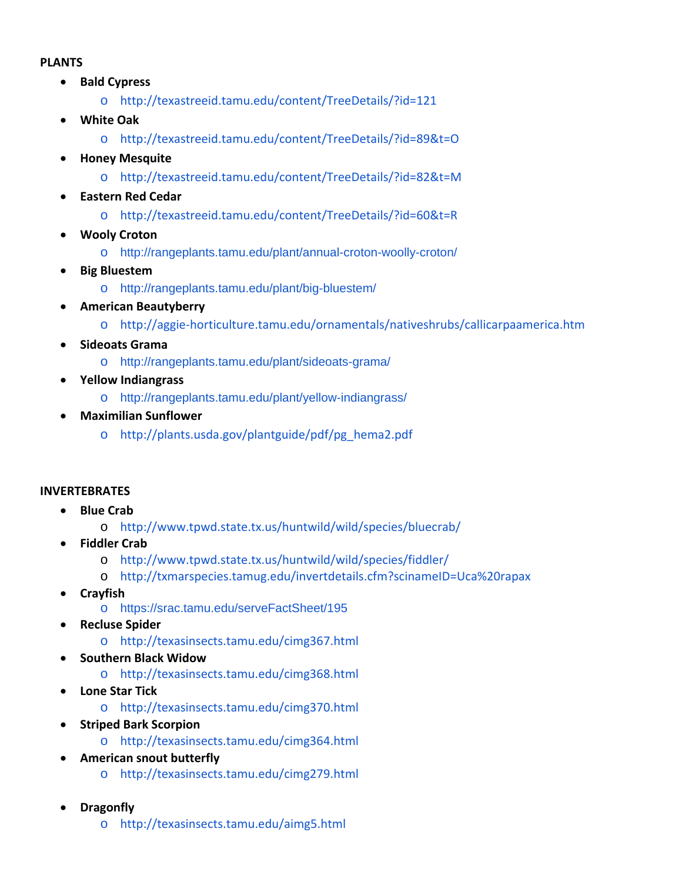**PLANTS**

- **Bald Cypress**
  - http://texastreeid.tamu.edu/content/TreeDetails/?id=121
- **White Oak**
  - http://texastreeid.tamu.edu/content/TreeDetails/?id=89&t=O
- **Honey Mesquite**
  - http://texastreeid.tamu.edu/content/TreeDetails/?id=82&t=M
- **Eastern Red Cedar**
  - http://texastreeid.tamu.edu/content/TreeDetails/?id=60&t=R
- **Wooly Croton**
  - http://rangeplants.tamu.edu/plant/annual-croton-woolly-croton/
- **Big Bluestem**
  - http://rangeplants.tamu.edu/plant/big-bluestem/
- **American Beautyberry**
  - http://aggie-horticulture.tamu.edu/ornamentals/nativeshrubs/callicarpaamerica.htm
- **Sideoats Grama**
  - http://rangeplants.tamu.edu/plant/sideoats-grama/
- **Yellow Indiangrass**
  - http://rangeplants.tamu.edu/plant/yellow-indiangrass/
- **Maximilian Sunflower**
  - http://plants.usda.gov/plantguide/pdf/pg_hema2.pdf

**INVERTEBRATES**

- **Blue Crab**
  - http://www.tpwd.state.tx.us/huntwild/wild/species/bluecrab/
- **Fiddler Crab**
  - http://www.tpwd.state.tx.us/huntwild/wild/species/fiddler/
  - http://txmarspecies.tamug.edu/invertdetails.cfm?scinameID=Uca%20rapax
- **Crayfish**
  - https://srac.tamu.edu/serveFactSheet/195
- **Recluse Spider**
  - http://texasinsects.tamu.edu/cimg367.html
- **Southern Black Widow**
  - http://texasinsects.tamu.edu/cimg368.html
- **Lone Star Tick**
  - http://texasinsects.tamu.edu/cimg370.html
- **Striped Bark Scorpion**
  - http://texasinsects.tamu.edu/cimg364.html
- **American snout butterfly**
  - http://texasinsects.tamu.edu/cimg279.html
- **Dragonfly**
  - http://texasinsects.tamu.edu/aimg5.html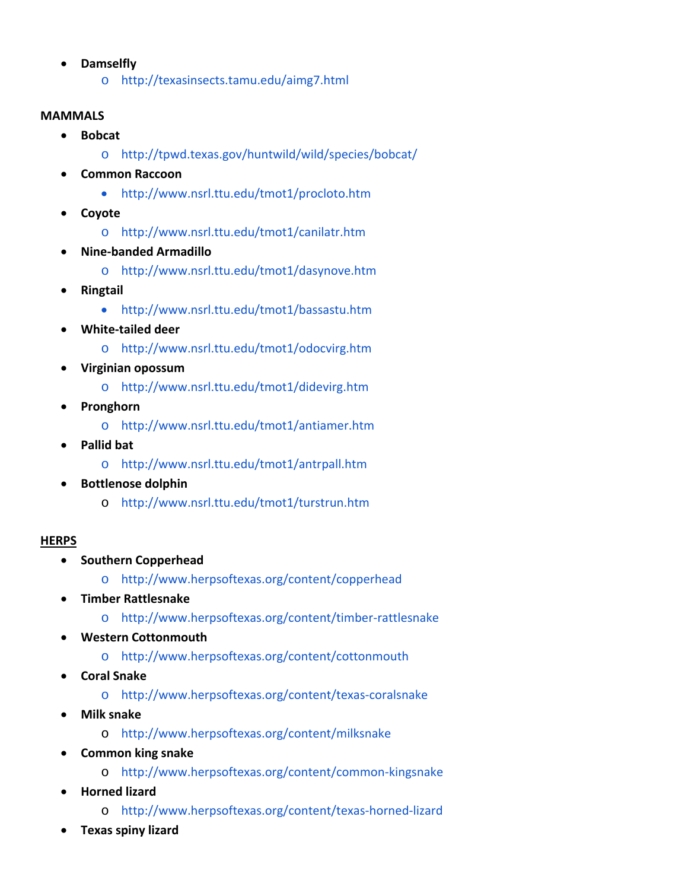- **Damselfly**
  - http://texasinsects.tamu.edu/aimg7.html

**MAMMALS**

- **Bobcat**
  - http://tpwd.texas.gov/huntwild/wild/species/bobcat/
- **Common Raccoon**
  - http://www.nsrl.ttu.edu/tmot1/procloto.htm
- **Coyote**
  - http://www.nsrl.ttu.edu/tmot1/canilatr.htm
- **Nine-banded Armadillo**
  - http://www.nsrl.ttu.edu/tmot1/dasynove.htm
- **Ringtail**
  - http://www.nsrl.ttu.edu/tmot1/bassastu.htm
- **White-tailed deer**
  - http://www.nsrl.ttu.edu/tmot1/odocvirg.htm
- **Virginian opossum**
  - http://www.nsrl.ttu.edu/tmot1/didevirg.htm
- **Pronghorn**
  - http://www.nsrl.ttu.edu/tmot1/antiamer.htm
- **Pallid bat**
  - http://www.nsrl.ttu.edu/tmot1/antrpall.htm
- **Bottlenose dolphin**
  - http://www.nsrl.ttu.edu/tmot1/turstrun.htm

**HERPS**

- **Southern Copperhead**
  - http://www.herpsoftexas.org/content/copperhead
- **Timber Rattlesnake**
  - http://www.herpsoftexas.org/content/timber-rattlesnake
- **Western Cottonmouth**
  - http://www.herpsoftexas.org/content/cottonmouth
- **Coral Snake**
  - http://www.herpsoftexas.org/content/texas-coralsnake
- **Milk snake**
  - http://www.herpsoftexas.org/content/milksnake
- **Common king snake**
  - http://www.herpsoftexas.org/content/common-kingsnake
- **Horned lizard**
  - http://www.herpsoftexas.org/content/texas-horned-lizard
- **Texas spiny lizard**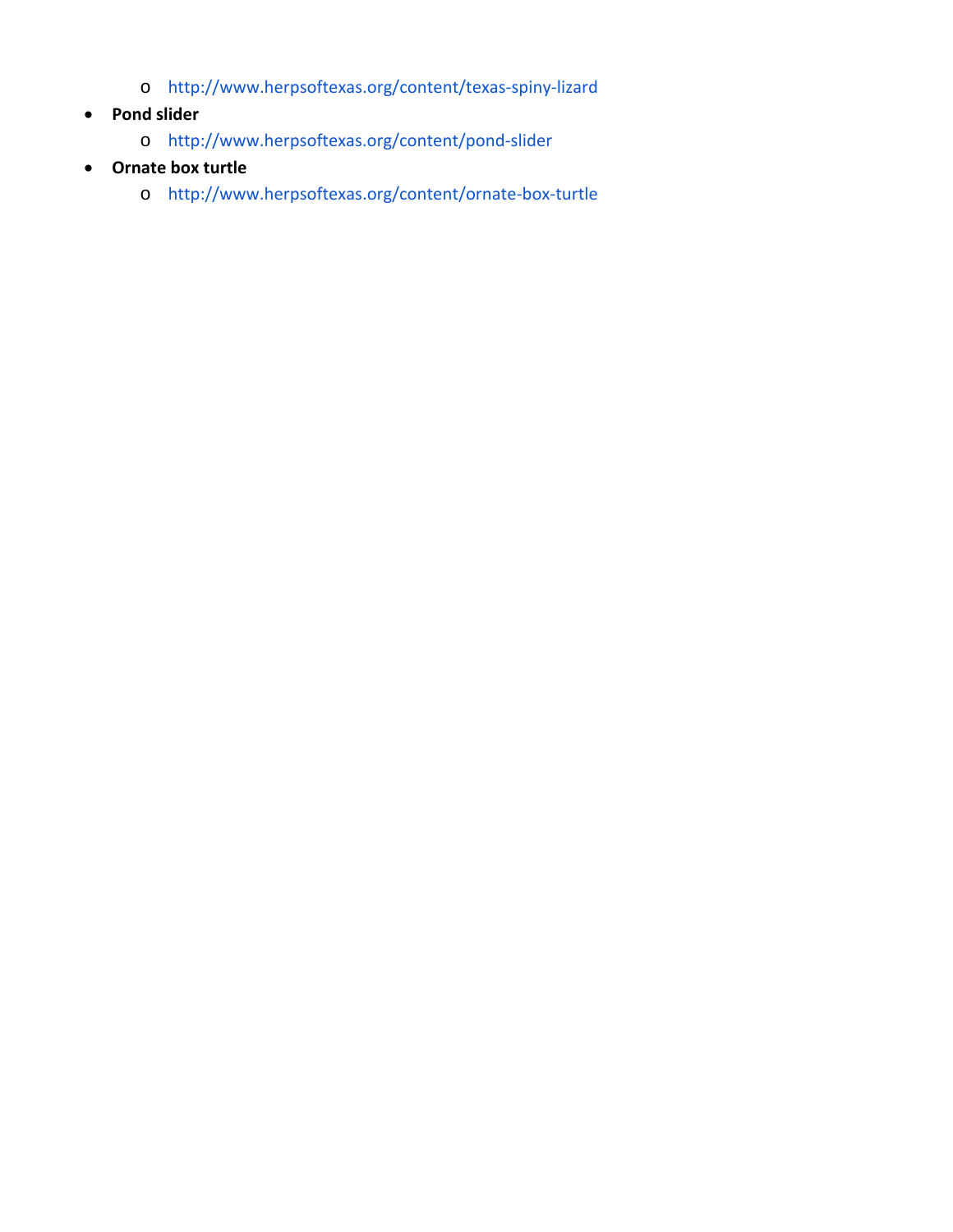- http://www.herpsoftexas.org/content/texas-spiny-lizard
- **Pond slider**
  - http://www.herpsoftexas.org/content/pond-slider
- **Ornate box turtle**
  - http://www.herpsoftexas.org/content/ornate-box-turtle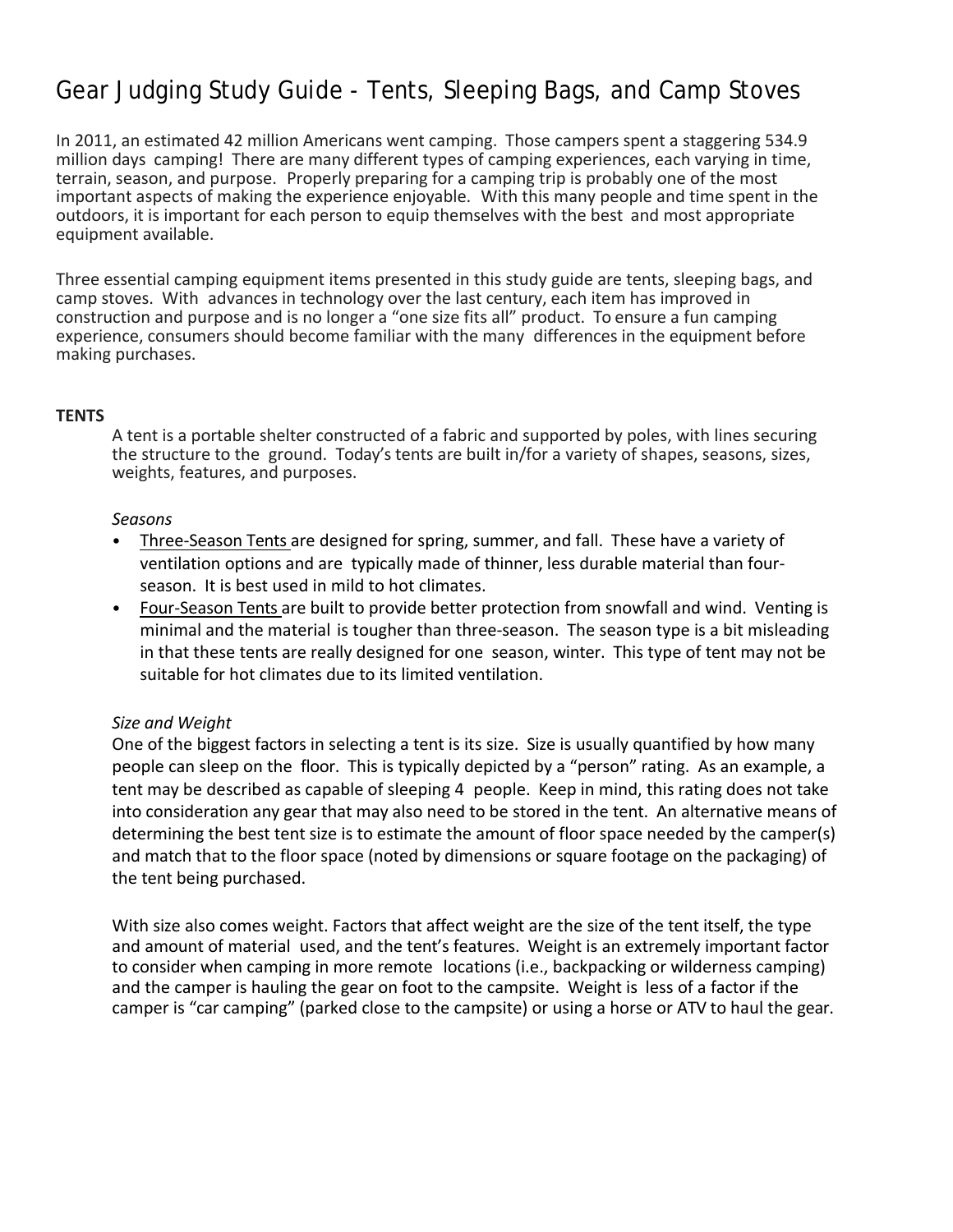# Gear Judging Study Guide - Tents, Sleeping Bags, and Camp Stoves

In 2011, an estimated 42 million Americans went camping. Those campers spent a staggering 534.9 million days camping! There are many different types of camping experiences, each varying in time, terrain, season, and purpose. Properly preparing for a camping trip is probably one of the most important aspects of making the experience enjoyable. With this many people and time spent in the outdoors, it is important for each person to equip themselves with the best and most appropriate equipment available.

Three essential camping equipment items presented in this study guide are tents, sleeping bags, and camp stoves. With advances in technology over the last century, each item has improved in construction and purpose and is no longer a "one size fits all" product. To ensure a fun camping experience, consumers should become familiar with the many differences in the equipment before making purchases.

**TENTS**

A tent is a portable shelter constructed of a fabric and supported by poles, with lines securing the structure to the ground. Today's tents are built in/for a variety of shapes, seasons, sizes, weights, features, and purposes.

*Seasons*

- <u>Three-Season Tents</u> are designed for spring, summer, and fall. These have a variety of ventilation options and are typically made of thinner, less durable material than four-season. It is best used in mild to hot climates.
- <u>Four-Season Tents</u> are built to provide better protection from snowfall and wind. Venting is minimal and the material is tougher than three-season. The season type is a bit misleading in that these tents are really designed for one season, winter. This type of tent may not be suitable for hot climates due to its limited ventilation.

*Size and Weight*

One of the biggest factors in selecting a tent is its size. Size is usually quantified by how many people can sleep on the floor. This is typically depicted by a "person" rating. As an example, a tent may be described as capable of sleeping 4 people. Keep in mind, this rating does not take into consideration any gear that may also need to be stored in the tent. An alternative means of determining the best tent size is to estimate the amount of floor space needed by the camper(s) and match that to the floor space (noted by dimensions or square footage on the packaging) of the tent being purchased.

With size also comes weight. Factors that affect weight are the size of the tent itself, the type and amount of material used, and the tent's features. Weight is an extremely important factor to consider when camping in more remote locations (i.e., backpacking or wilderness camping) and the camper is hauling the gear on foot to the campsite. Weight is less of a factor if the camper is "car camping" (parked close to the campsite) or using a horse or ATV to haul the gear.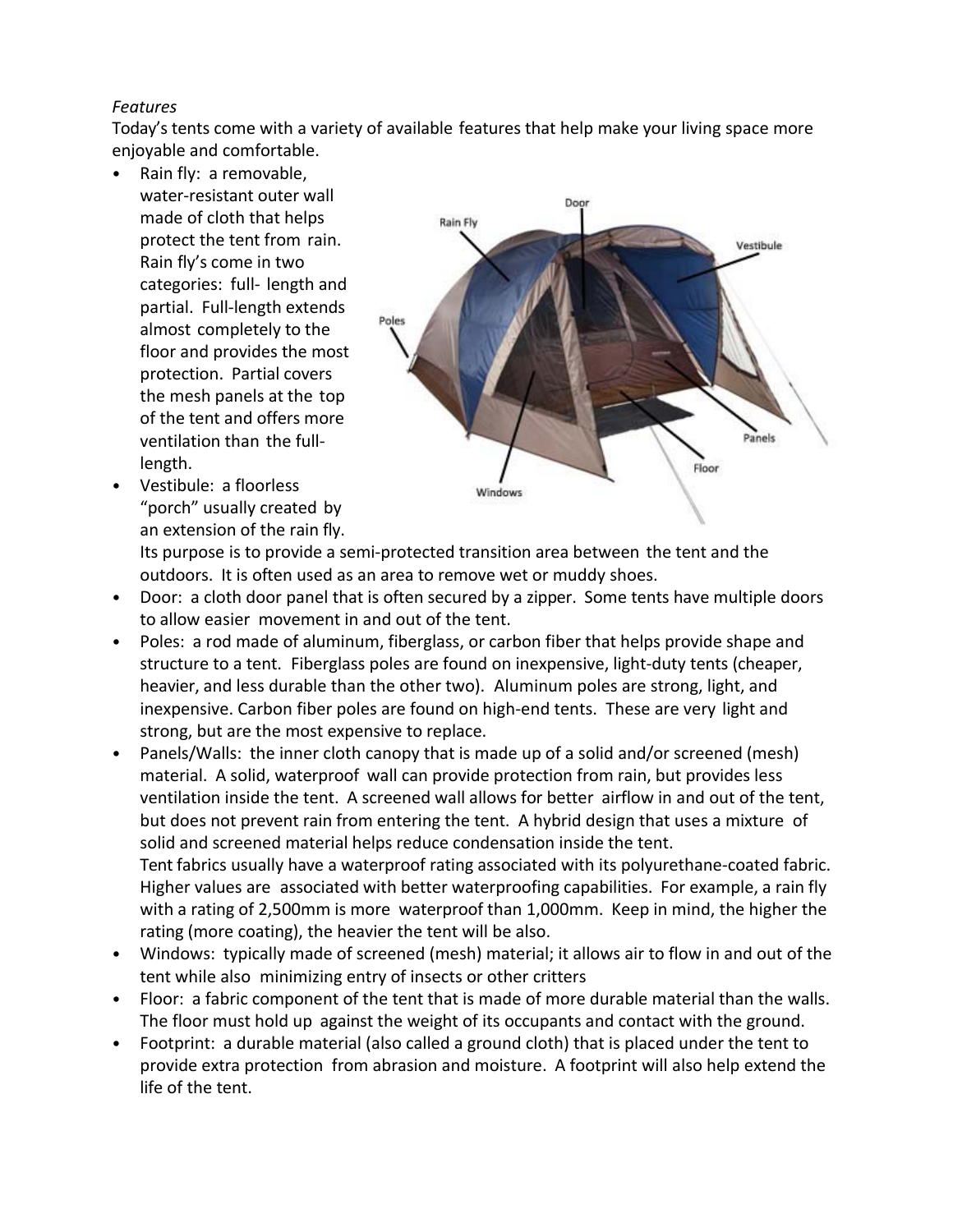*Features*

Today's tents come with a variety of available features that help make your living space more enjoyable and comfortable.

- Rain fly: a removable, water-resistant outer wall made of cloth that helps protect the tent from rain. Rain fly's come in two categories: full- length and partial. Full-length extends almost completely to the floor and provides the most protection. Partial covers the mesh panels at the top of the tent and offers more ventilation than the full-length.
- Vestibule: a floorless "porch" usually created by an extension of the rain fly. Its purpose is to provide a semi-protected transition area between the tent and the outdoors. It is often used as an area to remove wet or muddy shoes.
- Door: a cloth door panel that is often secured by a zipper. Some tents have multiple doors to allow easier movement in and out of the tent.
- Poles: a rod made of aluminum, fiberglass, or carbon fiber that helps provide shape and structure to a tent. Fiberglass poles are found on inexpensive, light-duty tents (cheaper, heavier, and less durable than the other two). Aluminum poles are strong, light, and inexpensive. Carbon fiber poles are found on high-end tents. These are very light and strong, but are the most expensive to replace.
- Panels/Walls: the inner cloth canopy that is made up of a solid and/or screened (mesh) material. A solid, waterproof wall can provide protection from rain, but provides less ventilation inside the tent. A screened wall allows for better airflow in and out of the tent, but does not prevent rain from entering the tent. A hybrid design that uses a mixture of solid and screened material helps reduce condensation inside the tent.
  Tent fabrics usually have a waterproof rating associated with its polyurethane-coated fabric. Higher values are associated with better waterproofing capabilities. For example, a rain fly with a rating of 2,500mm is more waterproof than 1,000mm. Keep in mind, the higher the rating (more coating), the heavier the tent will be also.
- Windows: typically made of screened (mesh) material; it allows air to flow in and out of the tent while also minimizing entry of insects or other critters
- Floor: a fabric component of the tent that is made of more durable material than the walls. The floor must hold up against the weight of its occupants and contact with the ground.
- Footprint: a durable material (also called a ground cloth) that is placed under the tent to provide extra protection from abrasion and moisture. A footprint will also help extend the life of the tent.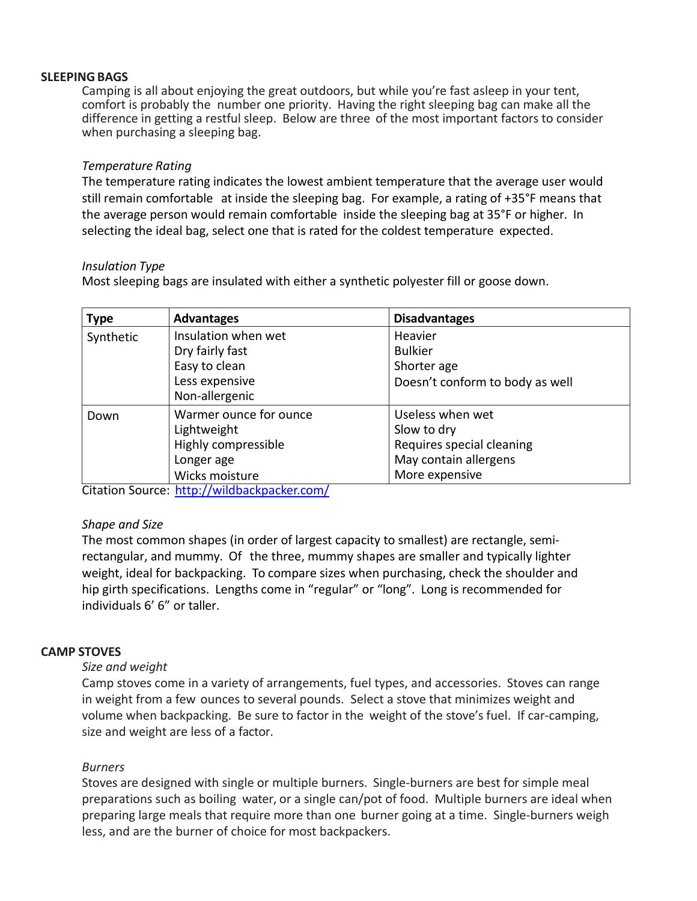## SLEEPING BAGS

Camping is all about enjoying the great outdoors, but while you're fast asleep in your tent, comfort is probably the number one priority. Having the right sleeping bag can make all the difference in getting a restful sleep. Below are three of the most important factors to consider when purchasing a sleeping bag.

*Temperature Rating*

The temperature rating indicates the lowest ambient temperature that the average user would still remain comfortable at inside the sleeping bag. For example, a rating of +35˚F means that the average person would remain comfortable inside the sleeping bag at 35˚F or higher. In selecting the ideal bag, select one that is rated for the coldest temperature expected.

*Insulation Type*

Most sleeping bags are insulated with either a synthetic polyester fill or goose down.

| Type | Advantages | Disadvantages |
|---|---|---|
| Synthetic | Insulation when wet<br>Dry fairly fast<br>Easy to clean<br>Less expensive<br>Non-allergenic | Heavier<br>Bulkier<br>Shorter age<br>Doesn't conform to body as well |
| Down | Warmer ounce for ounce<br>Lightweight<br>Highly compressible<br>Longer age<br>Wicks moisture | Useless when wet<br>Slow to dry<br>Requires special cleaning<br>May contain allergens<br>More expensive |

Citation Source: [http://wildbackpacker.com/](http://wildbackpacker.com/)

*Shape and Size*

The most common shapes (in order of largest capacity to smallest) are rectangle, semi-rectangular, and mummy. Of the three, mummy shapes are smaller and typically lighter weight, ideal for backpacking. To compare sizes when purchasing, check the shoulder and hip girth specifications. Lengths come in "regular" or "long". Long is recommended for individuals 6' 6" or taller.

## CAMP STOVES

*Size and weight*

Camp stoves come in a variety of arrangements, fuel types, and accessories. Stoves can range in weight from a few ounces to several pounds. Select a stove that minimizes weight and volume when backpacking. Be sure to factor in the weight of the stove's fuel. If car-camping, size and weight are less of a factor.

*Burners*

Stoves are designed with single or multiple burners. Single-burners are best for simple meal preparations such as boiling water, or a single can/pot of food. Multiple burners are ideal when preparing large meals that require more than one burner going at a time. Single-burners weigh less, and are the burner of choice for most backpackers.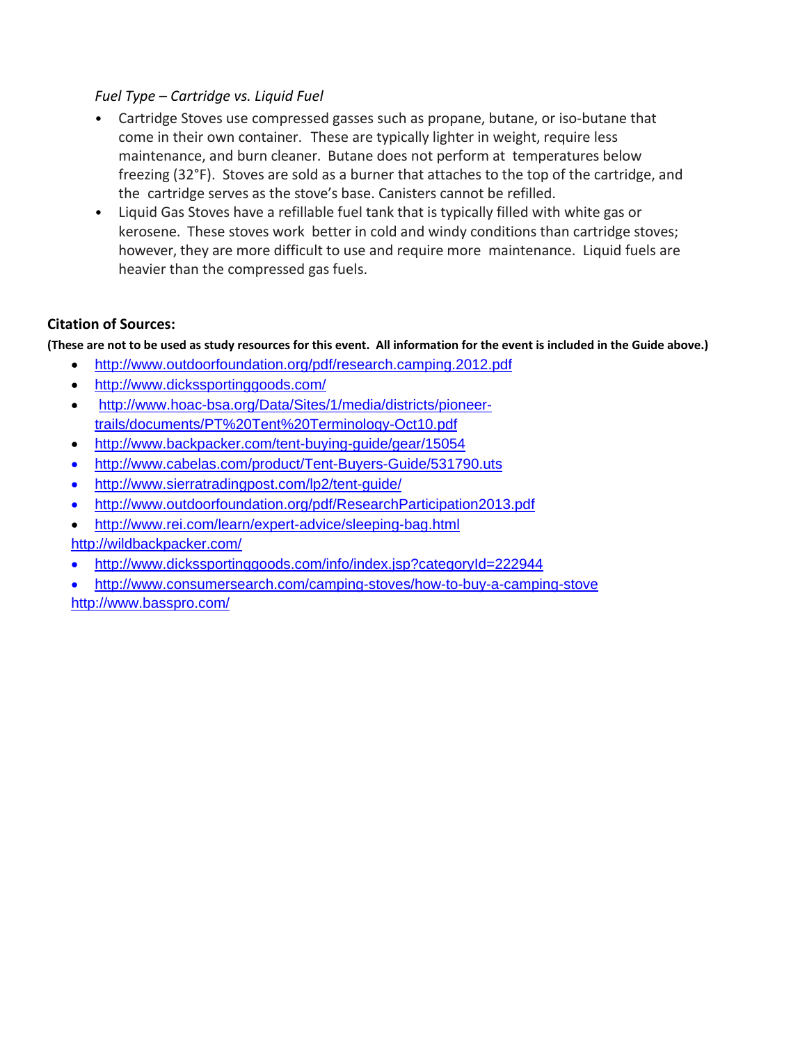*Fuel Type – Cartridge vs. Liquid Fuel*

- Cartridge Stoves use compressed gasses such as propane, butane, or iso-butane that come in their own container. These are typically lighter in weight, require less maintenance, and burn cleaner. Butane does not perform at temperatures below freezing (32°F). Stoves are sold as a burner that attaches to the top of the cartridge, and the cartridge serves as the stove's base. Canisters cannot be refilled.
- Liquid Gas Stoves have a refillable fuel tank that is typically filled with white gas or kerosene. These stoves work better in cold and windy conditions than cartridge stoves; however, they are more difficult to use and require more maintenance. Liquid fuels are heavier than the compressed gas fuels.

**Citation of Sources:**

**(These are not to be used as study resources for this event. All information for the event is included in the Guide above.)**

- http://www.outdoorfoundation.org/pdf/research.camping.2012.pdf
- http://www.dickssportinggoods.com/
- http://www.hoac-bsa.org/Data/Sites/1/media/districts/pioneer-trails/documents/PT%20Tent%20Terminology-Oct10.pdf
- http://www.backpacker.com/tent-buying-guide/gear/15054
- http://www.cabelas.com/product/Tent-Buyers-Guide/531790.uts
- http://www.sierratradingpost.com/lp2/tent-guide/
- http://www.outdoorfoundation.org/pdf/ResearchParticipation2013.pdf
- http://www.rei.com/learn/expert-advice/sleeping-bag.html

http://wildbackpacker.com/

- http://www.dickssportinggoods.com/info/index.jsp?categoryId=222944
- http://www.consumersearch.com/camping-stoves/how-to-buy-a-camping-stove

http://www.basspro.com/